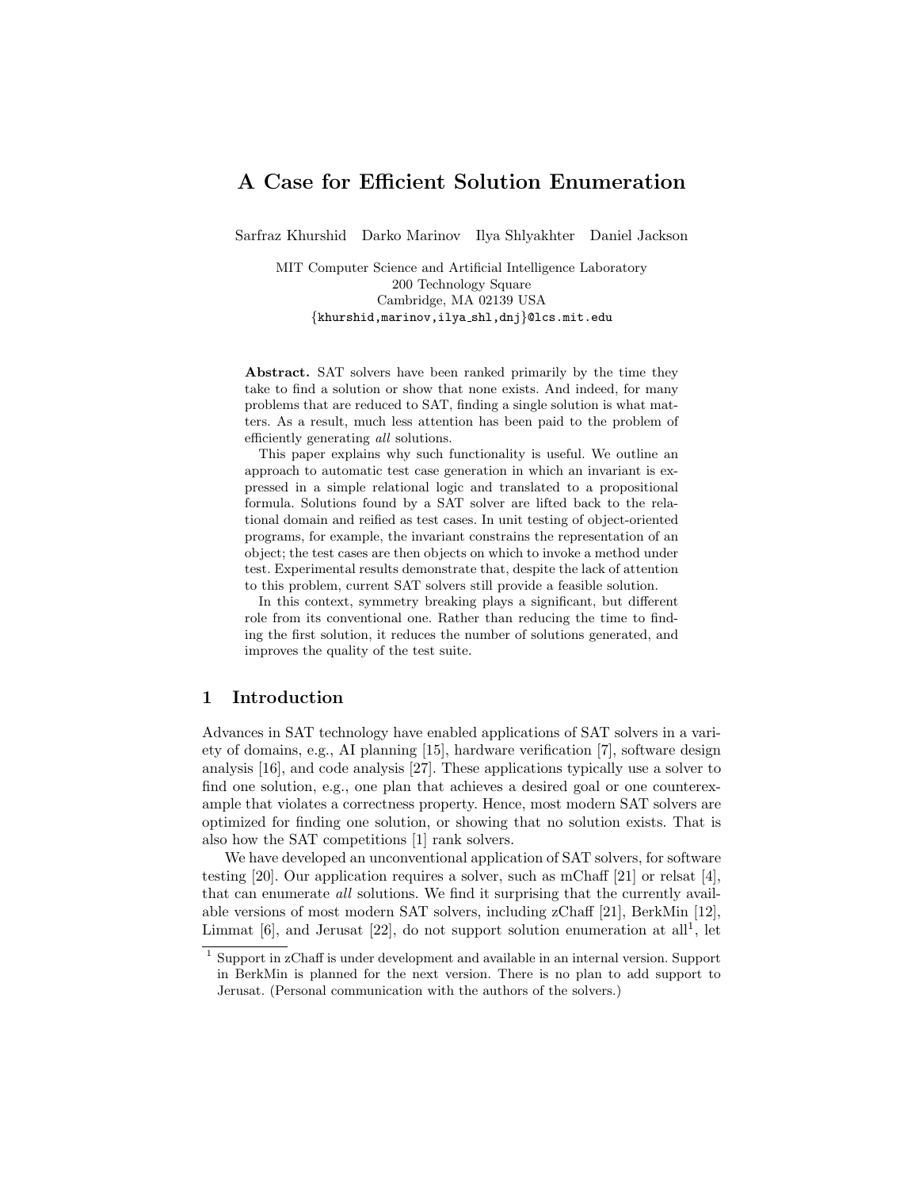# A Case for Efficient Solution Enumeration

Sarfraz Khurshid Darko Marinov Ilya Shlyakhter Daniel Jackson

MIT Computer Science and Artificial Intelligence Laboratory
200 Technology Square
Cambridge, MA 02139 USA
{khurshid,marinov,ilya_shl,dnj}@lcs.mit.edu

**Abstract.** SAT solvers have been ranked primarily by the time they take to find a solution or show that none exists. And indeed, for many problems that are reduced to SAT, finding a single solution is what matters. As a result, much less attention has been paid to the problem of efficiently generating *all* solutions.

This paper explains why such functionality is useful. We outline an approach to automatic test case generation in which an invariant is expressed in a simple relational logic and translated to a propositional formula. Solutions found by a SAT solver are lifted back to the relational domain and reified as test cases. In unit testing of object-oriented programs, for example, the invariant constrains the representation of an object; the test cases are then objects on which to invoke a method under test. Experimental results demonstrate that, despite the lack of attention to this problem, current SAT solvers still provide a feasible solution.

In this context, symmetry breaking plays a significant, but different role from its conventional one. Rather than reducing the time to finding the first solution, it reduces the number of solutions generated, and improves the quality of the test suite.

## 1 Introduction

Advances in SAT technology have enabled applications of SAT solvers in a variety of domains, e.g., AI planning [15], hardware verification [7], software design analysis [16], and code analysis [27]. These applications typically use a solver to find one solution, e.g., one plan that achieves a desired goal or one counterexample that violates a correctness property. Hence, most modern SAT solvers are optimized for finding one solution, or showing that no solution exists. That is also how the SAT competitions [1] rank solvers.

We have developed an unconventional application of SAT solvers, for software testing [20]. Our application requires a solver, such as mChaff [21] or relsat [4], that can enumerate *all* solutions. We find it surprising that the currently available versions of most modern SAT solvers, including zChaff [21], BerkMin [12], Limmat [6], and Jerusat [22], do not support solution enumeration at all[1], let

[1] Support in zChaff is under development and available in an internal version. Support in BerkMin is planned for the next version. There is no plan to add support to Jerusat. (Personal communication with the authors of the solvers.)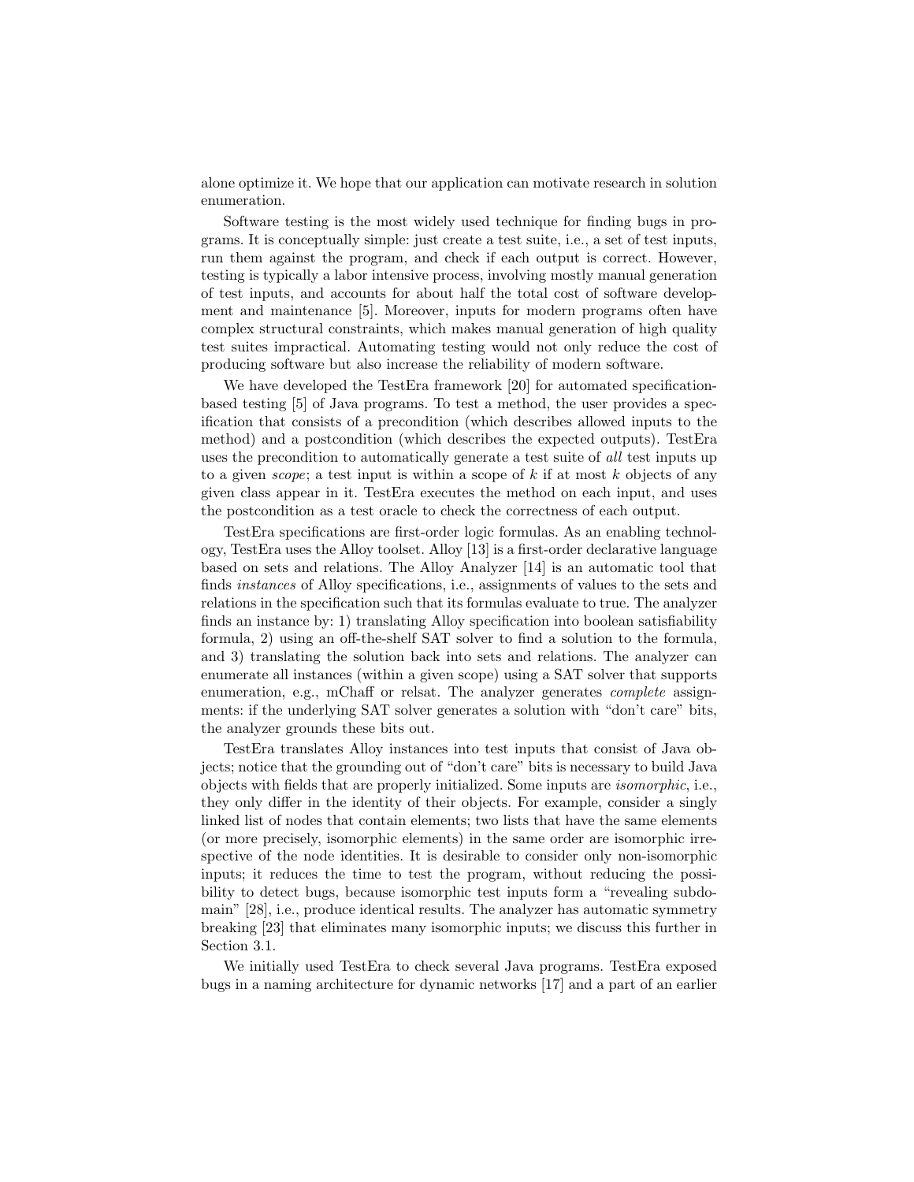alone optimize it. We hope that our application can motivate research in solution enumeration.

Software testing is the most widely used technique for finding bugs in programs. It is conceptually simple: just create a test suite, i.e., a set of test inputs, run them against the program, and check if each output is correct. However, testing is typically a labor intensive process, involving mostly manual generation of test inputs, and accounts for about half the total cost of software development and maintenance [5]. Moreover, inputs for modern programs often have complex structural constraints, which makes manual generation of high quality test suites impractical. Automating testing would not only reduce the cost of producing software but also increase the reliability of modern software.

We have developed the TestEra framework [20] for automated specification-based testing [5] of Java programs. To test a method, the user provides a specification that consists of a precondition (which describes allowed inputs to the method) and a postcondition (which describes the expected outputs). TestEra uses the precondition to automatically generate a test suite of *all* test inputs up to a given *scope*; a test input is within a scope of $k$ if at most $k$ objects of any given class appear in it. TestEra executes the method on each input, and uses the postcondition as a test oracle to check the correctness of each output.

TestEra specifications are first-order logic formulas. As an enabling technology, TestEra uses the Alloy toolset. Alloy [13] is a first-order declarative language based on sets and relations. The Alloy Analyzer [14] is an automatic tool that finds *instances* of Alloy specifications, i.e., assignments of values to the sets and relations in the specification such that its formulas evaluate to true. The analyzer finds an instance by: 1) translating Alloy specification into boolean satisfiability formula, 2) using an off-the-shelf SAT solver to find a solution to the formula, and 3) translating the solution back into sets and relations. The analyzer can enumerate all instances (within a given scope) using a SAT solver that supports enumeration, e.g., mChaff or relsat. The analyzer generates *complete* assignments: if the underlying SAT solver generates a solution with "don't care" bits, the analyzer grounds these bits out.

TestEra translates Alloy instances into test inputs that consist of Java objects; notice that the grounding out of "don't care" bits is necessary to build Java objects with fields that are properly initialized. Some inputs are *isomorphic*, i.e., they only differ in the identity of their objects. For example, consider a singly linked list of nodes that contain elements; two lists that have the same elements (or more precisely, isomorphic elements) in the same order are isomorphic irrespective of the node identities. It is desirable to consider only non-isomorphic inputs; it reduces the time to test the program, without reducing the possibility to detect bugs, because isomorphic test inputs form a "revealing subdomain" [28], i.e., produce identical results. The analyzer has automatic symmetry breaking [23] that eliminates many isomorphic inputs; we discuss this further in Section 3.1.

We initially used TestEra to check several Java programs. TestEra exposed bugs in a naming architecture for dynamic networks [17] and a part of an earlier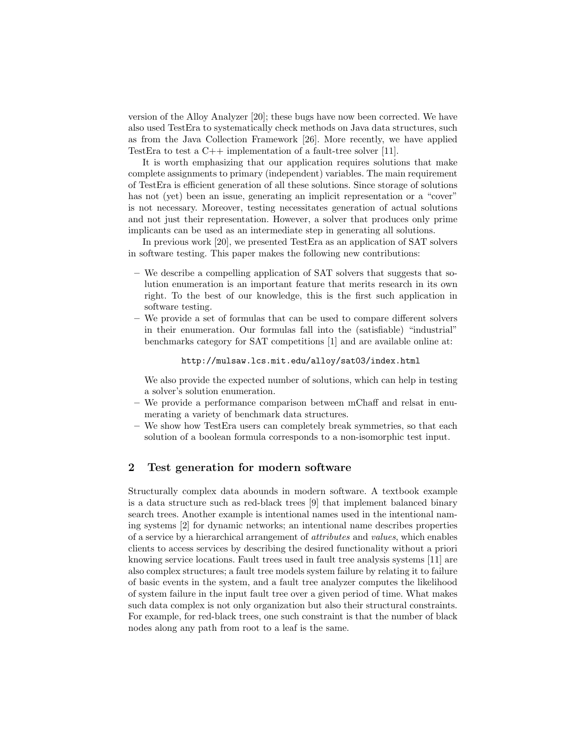version of the Alloy Analyzer [20]; these bugs have now been corrected. We have also used TestEra to systematically check methods on Java data structures, such as from the Java Collection Framework [26]. More recently, we have applied TestEra to test a C++ implementation of a fault-tree solver [11].

It is worth emphasizing that our application requires solutions that make complete assignments to primary (independent) variables. The main requirement of TestEra is efficient generation of all these solutions. Since storage of solutions has not (yet) been an issue, generating an implicit representation or a "cover" is not necessary. Moreover, testing necessitates generation of actual solutions and not just their representation. However, a solver that produces only prime implicants can be used as an intermediate step in generating all solutions.

In previous work [20], we presented TestEra as an application of SAT solvers in software testing. This paper makes the following new contributions:

- We describe a compelling application of SAT solvers that suggests that solution enumeration is an important feature that merits research in its own right. To the best of our knowledge, this is the first such application in software testing.
- We provide a set of formulas that can be used to compare different solvers in their enumeration. Our formulas fall into the (satisfiable) "industrial" benchmarks category for SAT competitions [1] and are available online at:

  ```
  http://mulsaw.lcs.mit.edu/alloy/sat03/index.html
  ```

  We also provide the expected number of solutions, which can help in testing a solver's solution enumeration.
- We provide a performance comparison between mChaff and relsat in enumerating a variety of benchmark data structures.
- We show how TestEra users can completely break symmetries, so that each solution of a boolean formula corresponds to a non-isomorphic test input.

## 2 Test generation for modern software

Structurally complex data abounds in modern software. A textbook example is a data structure such as red-black trees [9] that implement balanced binary search trees. Another example is intentional names used in the intentional naming systems [2] for dynamic networks; an intentional name describes properties of a service by a hierarchical arrangement of *attributes* and *values*, which enables clients to access services by describing the desired functionality without a priori knowing service locations. Fault trees used in fault tree analysis systems [11] are also complex structures; a fault tree models system failure by relating it to failure of basic events in the system, and a fault tree analyzer computes the likelihood of system failure in the input fault tree over a given period of time. What makes such data complex is not only organization but also their structural constraints. For example, for red-black trees, one such constraint is that the number of black nodes along any path from root to a leaf is the same.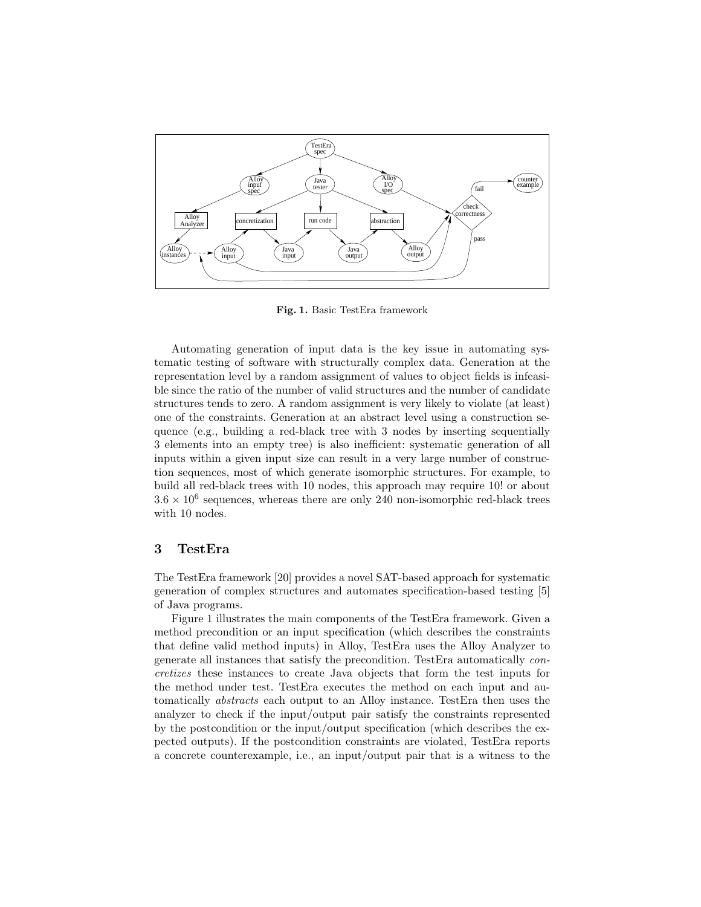**Fig. 1.** Basic TestEra framework

Automating generation of input data is the key issue in automating systematic testing of software with structurally complex data. Generation at the representation level by a random assignment of values to object fields is infeasible since the ratio of the number of valid structures and the number of candidate structures tends to zero. A random assignment is very likely to violate (at least) one of the constraints. Generation at an abstract level using a construction sequence (e.g., building a red-black tree with 3 nodes by inserting sequentially 3 elements into an empty tree) is also inefficient: systematic generation of all inputs within a given input size can result in a very large number of construction sequences, most of which generate isomorphic structures. For example, to build all red-black trees with 10 nodes, this approach may require 10! or about $3.6 \times 10^6$ sequences, whereas there are only 240 non-isomorphic red-black trees with 10 nodes.

## 3 TestEra

The TestEra framework [20] provides a novel SAT-based approach for systematic generation of complex structures and automates specification-based testing [5] of Java programs.

Figure 1 illustrates the main components of the TestEra framework. Given a method precondition or an input specification (which describes the constraints that define valid method inputs) in Alloy, TestEra uses the Alloy Analyzer to generate all instances that satisfy the precondition. TestEra automatically *concretizes* these instances to create Java objects that form the test inputs for the method under test. TestEra executes the method on each input and automatically *abstracts* each output to an Alloy instance. TestEra then uses the analyzer to check if the input/output pair satisfy the constraints represented by the postcondition or the input/output specification (which describes the expected outputs). If the postcondition constraints are violated, TestEra reports a concrete counterexample, i.e., an input/output pair that is a witness to the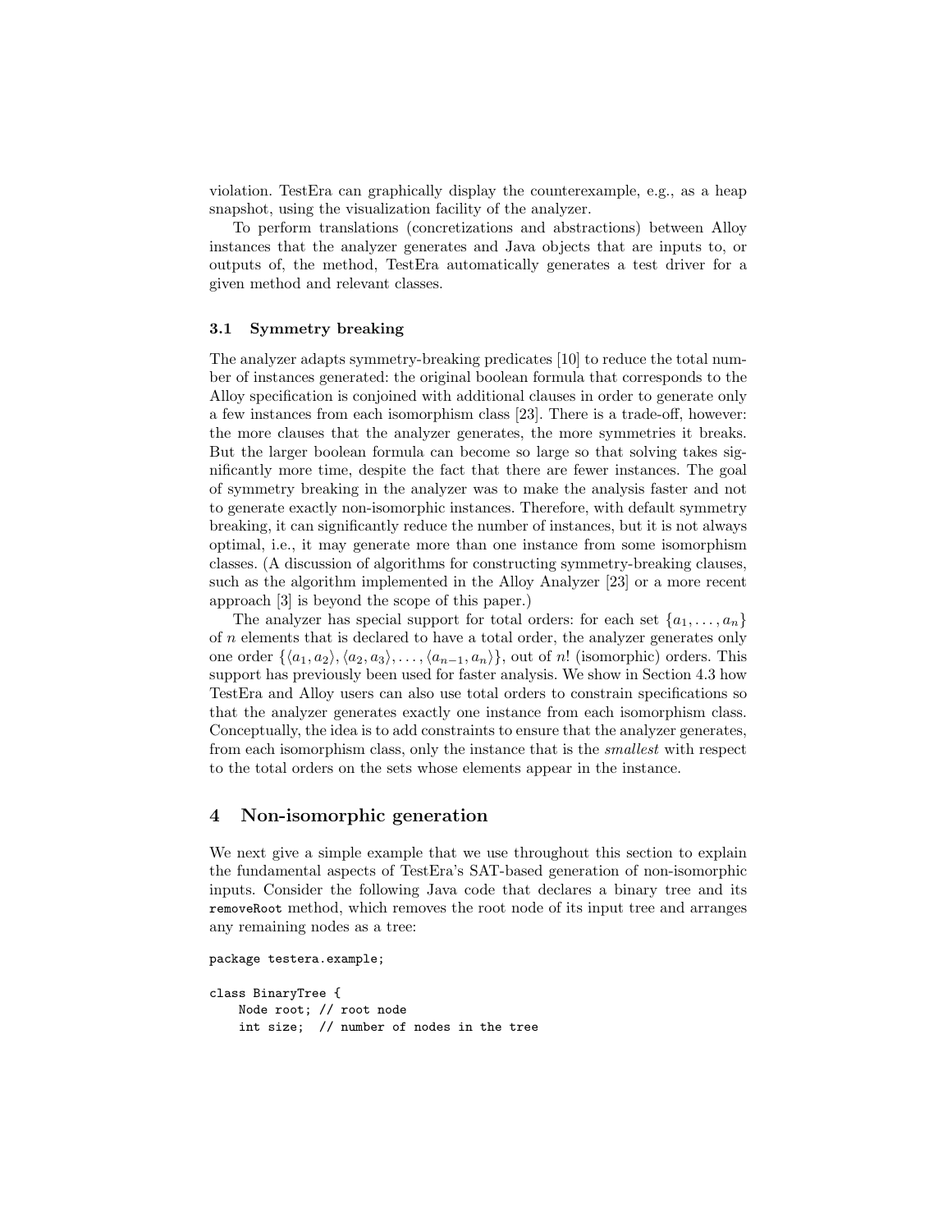violation. TestEra can graphically display the counterexample, e.g., as a heap snapshot, using the visualization facility of the analyzer.

To perform translations (concretizations and abstractions) between Alloy instances that the analyzer generates and Java objects that are inputs to, or outputs of, the method, TestEra automatically generates a test driver for a given method and relevant classes.

### 3.1 Symmetry breaking

The analyzer adapts symmetry-breaking predicates [10] to reduce the total number of instances generated: the original boolean formula that corresponds to the Alloy specification is conjoined with additional clauses in order to generate only a few instances from each isomorphism class [23]. There is a trade-off, however: the more clauses that the analyzer generates, the more symmetries it breaks. But the larger boolean formula can become so large so that solving takes significantly more time, despite the fact that there are fewer instances. The goal of symmetry breaking in the analyzer was to make the analysis faster and not to generate exactly non-isomorphic instances. Therefore, with default symmetry breaking, it can significantly reduce the number of instances, but it is not always optimal, i.e., it may generate more than one instance from some isomorphism classes. (A discussion of algorithms for constructing symmetry-breaking clauses, such as the algorithm implemented in the Alloy Analyzer [23] or a more recent approach [3] is beyond the scope of this paper.)

The analyzer has special support for total orders: for each set $\{a_1, \ldots, a_n\}$ of $n$ elements that is declared to have a total order, the analyzer generates only one order $\{\langle a_1, a_2\rangle, \langle a_2, a_3\rangle, \ldots, \langle a_{n-1}, a_n\rangle\}$, out of $n!$ (isomorphic) orders. This support has previously been used for faster analysis. We show in Section 4.3 how TestEra and Alloy users can also use total orders to constrain specifications so that the analyzer generates exactly one instance from each isomorphism class. Conceptually, the idea is to add constraints to ensure that the analyzer generates, from each isomorphism class, only the instance that is the *smallest* with respect to the total orders on the sets whose elements appear in the instance.

## 4 Non-isomorphic generation

We next give a simple example that we use throughout this section to explain the fundamental aspects of TestEra's SAT-based generation of non-isomorphic inputs. Consider the following Java code that declares a binary tree and its `removeRoot` method, which removes the root node of its input tree and arranges any remaining nodes as a tree:

```
package testera.example;

class BinaryTree {
    Node root; // root node
    int size;  // number of nodes in the tree
```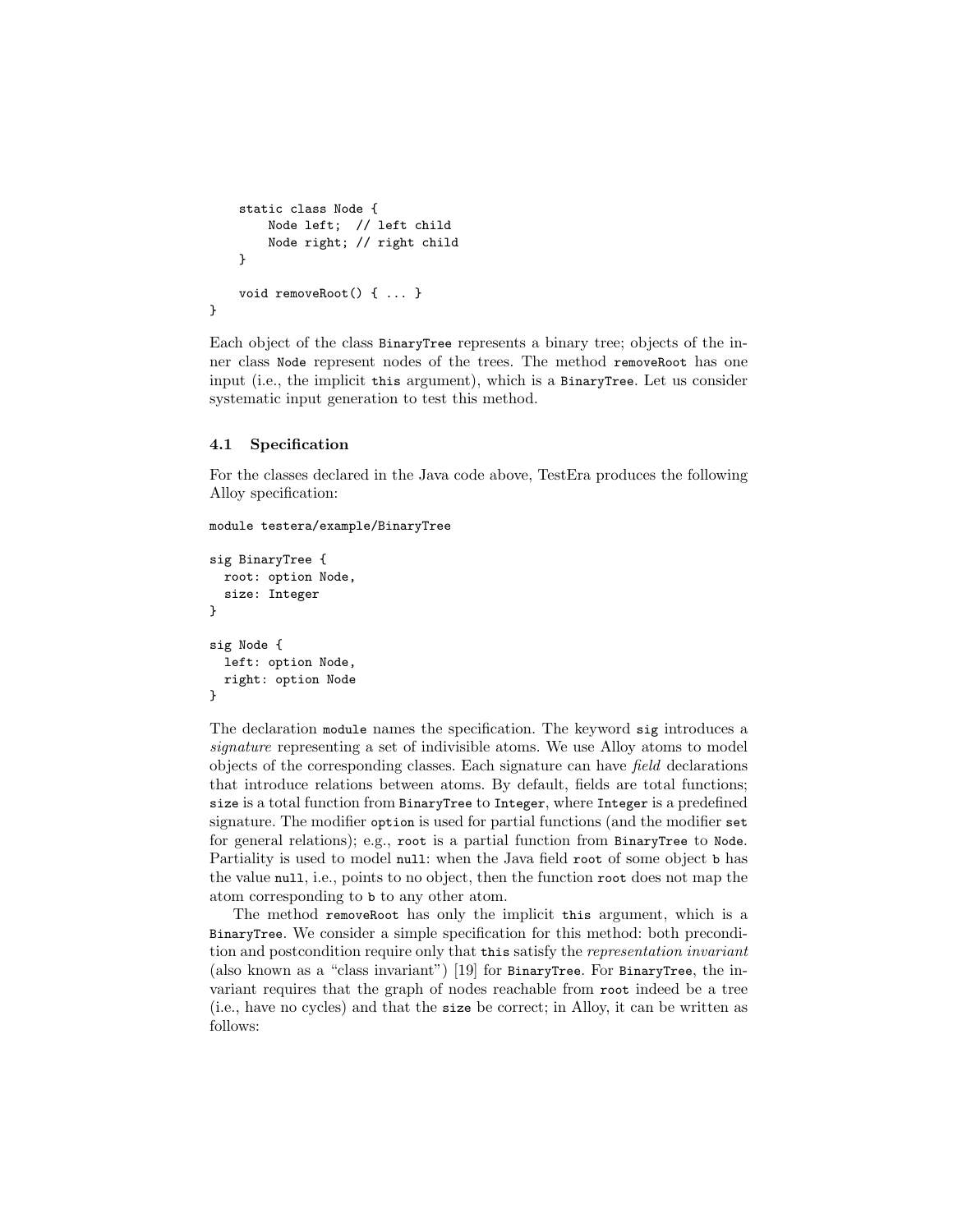```
    static class Node {
        Node left;  // left child
        Node right; // right child
    }

    void removeRoot() { ... }
}
```

Each object of the class `BinaryTree` represents a binary tree; objects of the inner class `Node` represent nodes of the trees. The method `removeRoot` has one input (i.e., the implicit `this` argument), which is a `BinaryTree`. Let us consider systematic input generation to test this method.

### 4.1 Specification

For the classes declared in the Java code above, TestEra produces the following Alloy specification:

```
module testera/example/BinaryTree

sig BinaryTree {
  root: option Node,
  size: Integer
}

sig Node {
  left: option Node,
  right: option Node
}
```

The declaration `module` names the specification. The keyword `sig` introduces a *signature* representing a set of indivisible atoms. We use Alloy atoms to model objects of the corresponding classes. Each signature can have *field* declarations that introduce relations between atoms. By default, fields are total functions; `size` is a total function from `BinaryTree` to `Integer`, where `Integer` is a predefined signature. The modifier `option` is used for partial functions (and the modifier `set` for general relations); e.g., `root` is a partial function from `BinaryTree` to `Node`. Partiality is used to model `null`: when the Java field `root` of some object `b` has the value `null`, i.e., points to no object, then the function `root` does not map the atom corresponding to `b` to any other atom.

The method `removeRoot` has only the implicit `this` argument, which is a `BinaryTree`. We consider a simple specification for this method: both precondition and postcondition require only that `this` satisfy the *representation invariant* (also known as a "class invariant") [19] for `BinaryTree`. For `BinaryTree`, the invariant requires that the graph of nodes reachable from `root` indeed be a tree (i.e., have no cycles) and that the `size` be correct; in Alloy, it can be written as follows: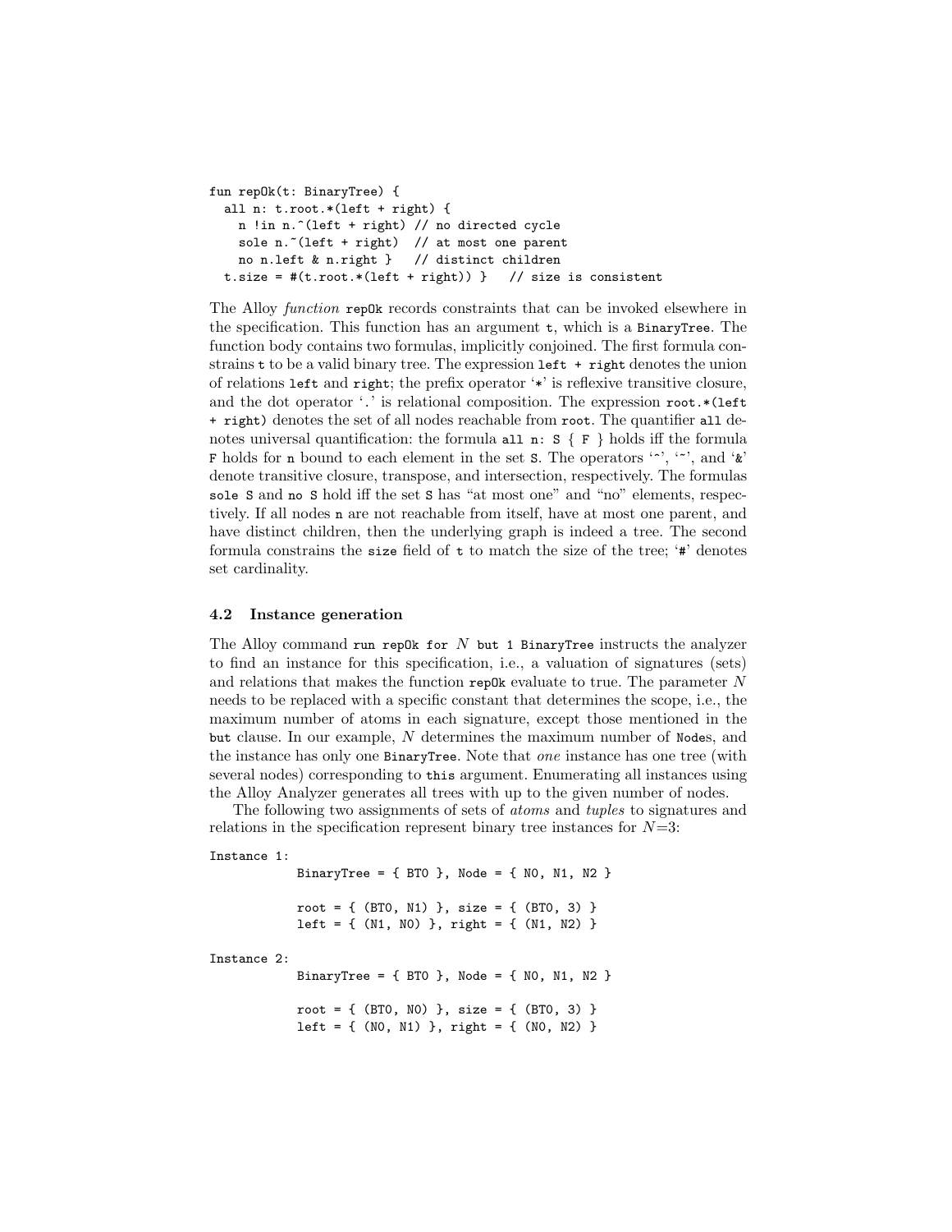```
fun repOk(t: BinaryTree) {
  all n: t.root.*(left + right) {
    n !in n.^(left + right) // no directed cycle
    sole n.~(left + right)  // at most one parent
    no n.left & n.right }   // distinct children
  t.size = #(t.root.*(left + right)) }   // size is consistent
```

The Alloy *function* `repOk` records constraints that can be invoked elsewhere in the specification. This function has an argument `t`, which is a `BinaryTree`. The function body contains two formulas, implicitly conjoined. The first formula constrains `t` to be a valid binary tree. The expression `left + right` denotes the union of relations `left` and `right`; the prefix operator '`*`' is reflexive transitive closure, and the dot operator '`.`' is relational composition. The expression `root.*(left + right)` denotes the set of all nodes reachable from `root`. The quantifier `all` denotes universal quantification: the formula `all n: S { F }` holds iff the formula `F` holds for `n` bound to each element in the set `S`. The operators '`^`', '`~`', and '`&`' denote transitive closure, transpose, and intersection, respectively. The formulas `sole S` and `no S` hold iff the set `S` has "at most one" and "no" elements, respectively. If all nodes `n` are not reachable from itself, have at most one parent, and have distinct children, then the underlying graph is indeed a tree. The second formula constrains the `size` field of `t` to match the size of the tree; '`#`' denotes set cardinality.

### 4.2 Instance generation

The Alloy command `run repOk for` $N$ `but 1 BinaryTree` instructs the analyzer to find an instance for this specification, i.e., a valuation of signatures (sets) and relations that makes the function `repOk` evaluate to true. The parameter $N$ needs to be replaced with a specific constant that determines the scope, i.e., the maximum number of atoms in each signature, except those mentioned in the `but` clause. In our example, $N$ determines the maximum number of `Node`s, and the instance has only one `BinaryTree`. Note that *one* instance has one tree (with several nodes) corresponding to `this` argument. Enumerating all instances using the Alloy Analyzer generates all trees with up to the given number of nodes.

The following two assignments of sets of *atoms* and *tuples* to signatures and relations in the specification represent binary tree instances for $N$=3:

```
Instance 1:
            BinaryTree = { BT0 }, Node = { N0, N1, N2 }

            root = { (BT0, N1) }, size = { (BT0, 3) }
            left = { (N1, N0) }, right = { (N1, N2) }

Instance 2:
            BinaryTree = { BT0 }, Node = { N0, N1, N2 }

            root = { (BT0, N0) }, size = { (BT0, 3) }
            left = { (N0, N1) }, right = { (N0, N2) }
```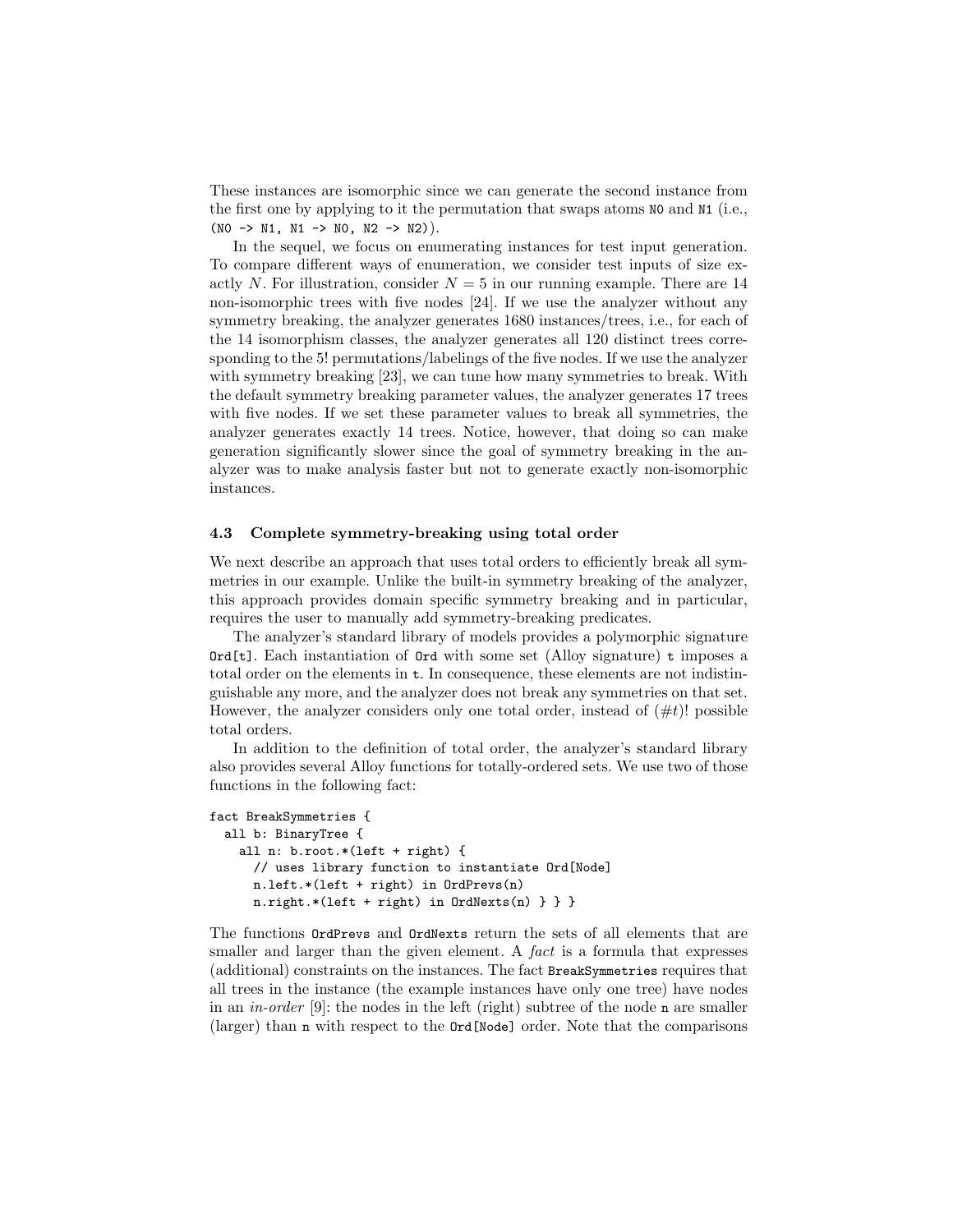These instances are isomorphic since we can generate the second instance from the first one by applying to it the permutation that swaps atoms `N0` and `N1` (i.e., `(N0 -> N1, N1 -> N0, N2 -> N2)`).

In the sequel, we focus on enumerating instances for test input generation. To compare different ways of enumeration, we consider test inputs of size exactly $N$. For illustration, consider $N = 5$ in our running example. There are 14 non-isomorphic trees with five nodes [24]. If we use the analyzer without any symmetry breaking, the analyzer generates 1680 instances/trees, i.e., for each of the 14 isomorphism classes, the analyzer generates all 120 distinct trees corresponding to the 5! permutations/labelings of the five nodes. If we use the analyzer with symmetry breaking [23], we can tune how many symmetries to break. With the default symmetry breaking parameter values, the analyzer generates 17 trees with five nodes. If we set these parameter values to break all symmetries, the analyzer generates exactly 14 trees. Notice, however, that doing so can make generation significantly slower since the goal of symmetry breaking in the analyzer was to make analysis faster but not to generate exactly non-isomorphic instances.

### 4.3 Complete symmetry-breaking using total order

We next describe an approach that uses total orders to efficiently break all symmetries in our example. Unlike the built-in symmetry breaking of the analyzer, this approach provides domain specific symmetry breaking and in particular, requires the user to manually add symmetry-breaking predicates.

The analyzer's standard library of models provides a polymorphic signature `Ord[t]`. Each instantiation of `Ord` with some set (Alloy signature) `t` imposes a total order on the elements in `t`. In consequence, these elements are not indistinguishable any more, and the analyzer does not break any symmetries on that set. However, the analyzer considers only one total order, instead of $(\#t)!$ possible total orders.

In addition to the definition of total order, the analyzer's standard library also provides several Alloy functions for totally-ordered sets. We use two of those functions in the following fact:

```
fact BreakSymmetries {
  all b: BinaryTree {
    all n: b.root.*(left + right) {
      // uses library function to instantiate Ord[Node]
      n.left.*(left + right) in OrdPrevs(n)
      n.right.*(left + right) in OrdNexts(n) } } }
```

The functions `OrdPrevs` and `OrdNexts` return the sets of all elements that are smaller and larger than the given element. A *fact* is a formula that expresses (additional) constraints on the instances. The fact `BreakSymmetries` requires that all trees in the instance (the example instances have only one tree) have nodes in an *in-order* [9]: the nodes in the left (right) subtree of the node `n` are smaller (larger) than `n` with respect to the `Ord[Node]` order. Note that the comparisons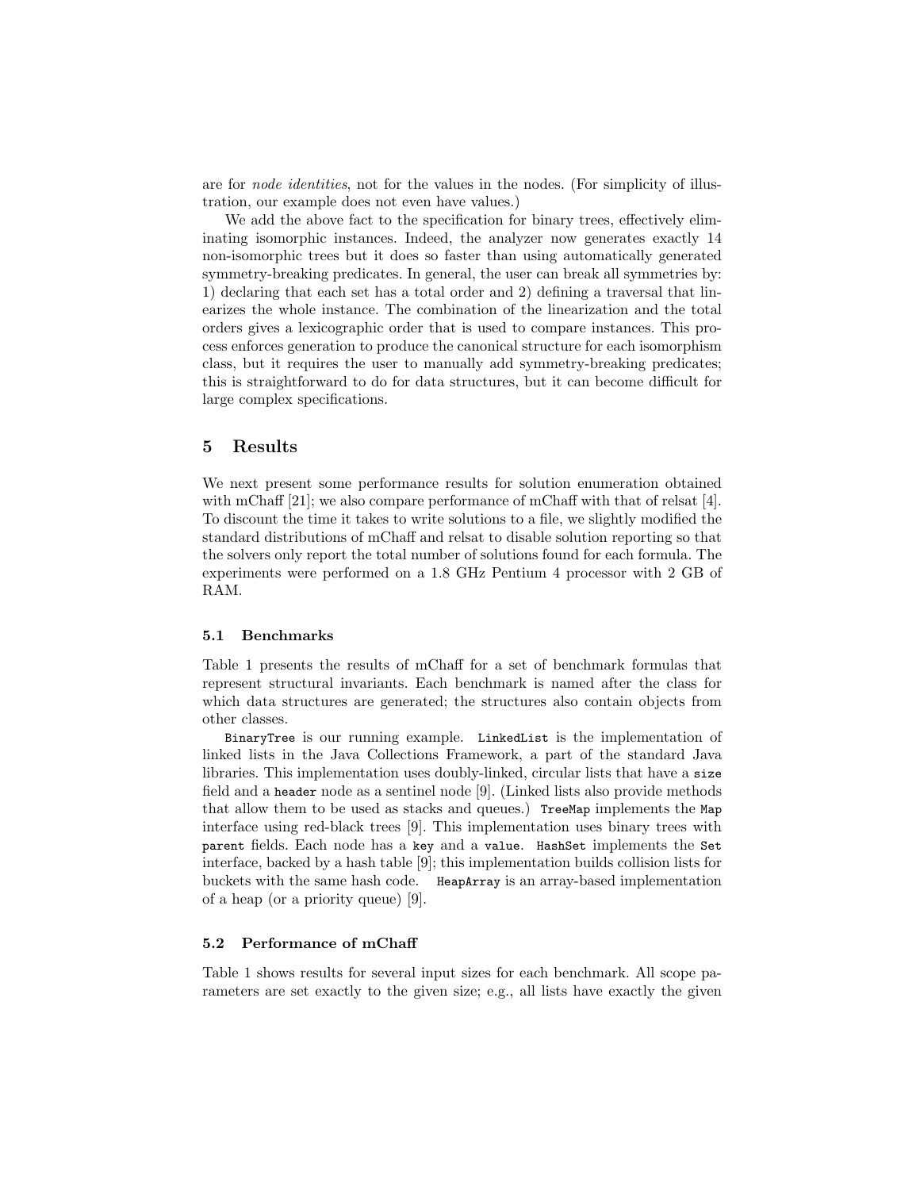are for *node identities*, not for the values in the nodes. (For simplicity of illustration, our example does not even have values.)

We add the above fact to the specification for binary trees, effectively eliminating isomorphic instances. Indeed, the analyzer now generates exactly 14 non-isomorphic trees but it does so faster than using automatically generated symmetry-breaking predicates. In general, the user can break all symmetries by: 1) declaring that each set has a total order and 2) defining a traversal that linearizes the whole instance. The combination of the linearization and the total orders gives a lexicographic order that is used to compare instances. This process enforces generation to produce the canonical structure for each isomorphism class, but it requires the user to manually add symmetry-breaking predicates; this is straightforward to do for data structures, but it can become difficult for large complex specifications.

## 5 Results

We next present some performance results for solution enumeration obtained with mChaff [21]; we also compare performance of mChaff with that of relsat [4]. To discount the time it takes to write solutions to a file, we slightly modified the standard distributions of mChaff and relsat to disable solution reporting so that the solvers only report the total number of solutions found for each formula. The experiments were performed on a 1.8 GHz Pentium 4 processor with 2 GB of RAM.

### 5.1 Benchmarks

Table 1 presents the results of mChaff for a set of benchmark formulas that represent structural invariants. Each benchmark is named after the class for which data structures are generated; the structures also contain objects from other classes.

`BinaryTree` is our running example. `LinkedList` is the implementation of linked lists in the Java Collections Framework, a part of the standard Java libraries. This implementation uses doubly-linked, circular lists that have a `size` field and a `header` node as a sentinel node [9]. (Linked lists also provide methods that allow them to be used as stacks and queues.) `TreeMap` implements the `Map` interface using red-black trees [9]. This implementation uses binary trees with `parent` fields. Each node has a `key` and a `value`. `HashSet` implements the `Set` interface, backed by a hash table [9]; this implementation builds collision lists for buckets with the same hash code. `HeapArray` is an array-based implementation of a heap (or a priority queue) [9].

### 5.2 Performance of mChaff

Table 1 shows results for several input sizes for each benchmark. All scope parameters are set exactly to the given size; e.g., all lists have exactly the given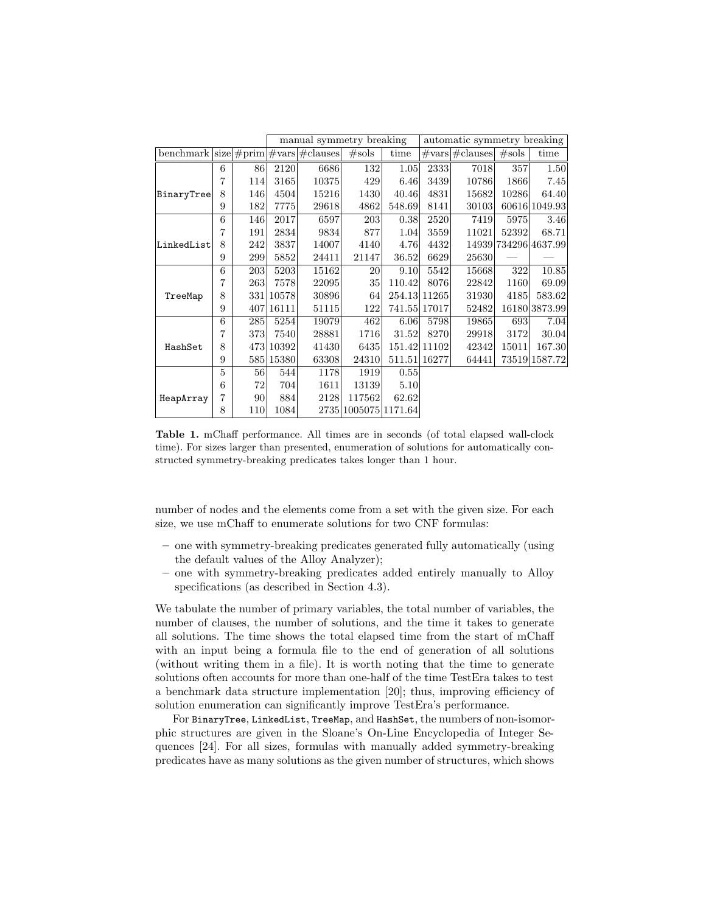| | | | manual symmetry breaking | | | | automatic symmetry breaking | | | |
|---|---|---|---|---|---|---|---|---|---|---|
| benchmark | size | #prim | #vars | #clauses | #sols | time | #vars | #clauses | #sols | time |
| BinaryTree | 6 | 86 | 2120 | 6686 | 132 | 1.05 | 2333 | 7018 | 357 | 1.50 |
| | 7 | 114 | 3165 | 10375 | 429 | 6.46 | 3439 | 10786 | 1866 | 7.45 |
| | 8 | 146 | 4504 | 15216 | 1430 | 40.46 | 4831 | 15682 | 10286 | 64.40 |
| | 9 | 182 | 7775 | 29618 | 4862 | 548.69 | 8141 | 30103 | 60616 | 1049.93 |
| LinkedList | 6 | 146 | 2017 | 6597 | 203 | 0.38 | 2520 | 7419 | 5975 | 3.46 |
| | 7 | 191 | 2834 | 9834 | 877 | 1.04 | 3559 | 11021 | 52392 | 68.71 |
| | 8 | 242 | 3837 | 14007 | 4140 | 4.76 | 4432 | 14939 | 734296 | 4637.99 |
| | 9 | 299 | 5852 | 24411 | 21147 | 36.52 | 6629 | 25630 | — | — |
| TreeMap | 6 | 203 | 5203 | 15162 | 20 | 9.10 | 5542 | 15668 | 322 | 10.85 |
| | 7 | 263 | 7578 | 22095 | 35 | 110.42 | 8076 | 22842 | 1160 | 69.09 |
| | 8 | 331 | 10578 | 30896 | 64 | 254.13 | 11265 | 31930 | 4185 | 583.62 |
| | 9 | 407 | 16111 | 51115 | 122 | 741.55 | 17017 | 52482 | 16180 | 3873.99 |
| HashSet | 6 | 285 | 5254 | 19079 | 462 | 6.06 | 5798 | 19865 | 693 | 7.04 |
| | 7 | 373 | 7540 | 28881 | 1716 | 31.52 | 8270 | 29918 | 3172 | 30.04 |
| | 8 | 473 | 10392 | 41430 | 6435 | 151.42 | 11102 | 42342 | 15011 | 167.30 |
| | 9 | 585 | 15380 | 63308 | 24310 | 511.51 | 16277 | 64441 | 73519 | 1587.72 |
| HeapArray | 5 | 56 | 544 | 1178 | 1919 | 0.55 | | | | |
| | 6 | 72 | 704 | 1611 | 13139 | 5.10 | | | | |
| | 7 | 90 | 884 | 2128 | 117562 | 62.62 | | | | |
| | 8 | 110 | 1084 | 2735 | 1005075 | 1171.64 | | | | |

**Table 1.** mChaff performance. All times are in seconds (of total elapsed wall-clock time). For sizes larger than presented, enumeration of solutions for automatically constructed symmetry-breaking predicates takes longer than 1 hour.

number of nodes and the elements come from a set with the given size. For each size, we use mChaff to enumerate solutions for two CNF formulas:

- one with symmetry-breaking predicates generated fully automatically (using the default values of the Alloy Analyzer);
- one with symmetry-breaking predicates added entirely manually to Alloy specifications (as described in Section 4.3).

We tabulate the number of primary variables, the total number of variables, the number of clauses, the number of solutions, and the time it takes to generate all solutions. The time shows the total elapsed time from the start of mChaff with an input being a formula file to the end of generation of all solutions (without writing them in a file). It is worth noting that the time to generate solutions often accounts for more than one-half of the time TestEra takes to test a benchmark data structure implementation [20]; thus, improving efficiency of solution enumeration can significantly improve TestEra's performance.

For `BinaryTree`, `LinkedList`, `TreeMap`, and `HashSet`, the numbers of non-isomorphic structures are given in the Sloane's On-Line Encyclopedia of Integer Sequences [24]. For all sizes, formulas with manually added symmetry-breaking predicates have as many solutions as the given number of structures, which shows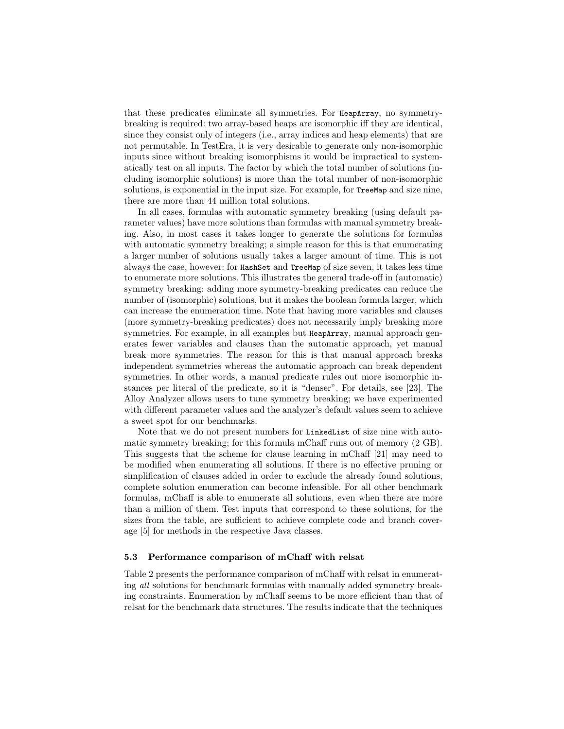that these predicates eliminate all symmetries. For `HeapArray`, no symmetry-breaking is required: two array-based heaps are isomorphic iff they are identical, since they consist only of integers (i.e., array indices and heap elements) that are not permutable. In TestEra, it is very desirable to generate only non-isomorphic inputs since without breaking isomorphisms it would be impractical to systematically test on all inputs. The factor by which the total number of solutions (including isomorphic solutions) is more than the total number of non-isomorphic solutions, is exponential in the input size. For example, for `TreeMap` and size nine, there are more than 44 million total solutions.

In all cases, formulas with automatic symmetry breaking (using default parameter values) have more solutions than formulas with manual symmetry breaking. Also, in most cases it takes longer to generate the solutions for formulas with automatic symmetry breaking; a simple reason for this is that enumerating a larger number of solutions usually takes a larger amount of time. This is not always the case, however: for `HashSet` and `TreeMap` of size seven, it takes less time to enumerate more solutions. This illustrates the general trade-off in (automatic) symmetry breaking: adding more symmetry-breaking predicates can reduce the number of (isomorphic) solutions, but it makes the boolean formula larger, which can increase the enumeration time. Note that having more variables and clauses (more symmetry-breaking predicates) does not necessarily imply breaking more symmetries. For example, in all examples but `HeapArray`, manual approach generates fewer variables and clauses than the automatic approach, yet manual break more symmetries. The reason for this is that manual approach breaks independent symmetries whereas the automatic approach can break dependent symmetries. In other words, a manual predicate rules out more isomorphic instances per literal of the predicate, so it is "denser". For details, see [23]. The Alloy Analyzer allows users to tune symmetry breaking; we have experimented with different parameter values and the analyzer's default values seem to achieve a sweet spot for our benchmarks.

Note that we do not present numbers for `LinkedList` of size nine with automatic symmetry breaking; for this formula mChaff runs out of memory (2 GB). This suggests that the scheme for clause learning in mChaff [21] may need to be modified when enumerating all solutions. If there is no effective pruning or simplification of clauses added in order to exclude the already found solutions, complete solution enumeration can become infeasible. For all other benchmark formulas, mChaff is able to enumerate all solutions, even when there are more than a million of them. Test inputs that correspond to these solutions, for the sizes from the table, are sufficient to achieve complete code and branch coverage [5] for methods in the respective Java classes.

### 5.3 Performance comparison of mChaff with relsat

Table 2 presents the performance comparison of mChaff with relsat in enumerating *all* solutions for benchmark formulas with manually added symmetry breaking constraints. Enumeration by mChaff seems to be more efficient than that of relsat for the benchmark data structures. The results indicate that the techniques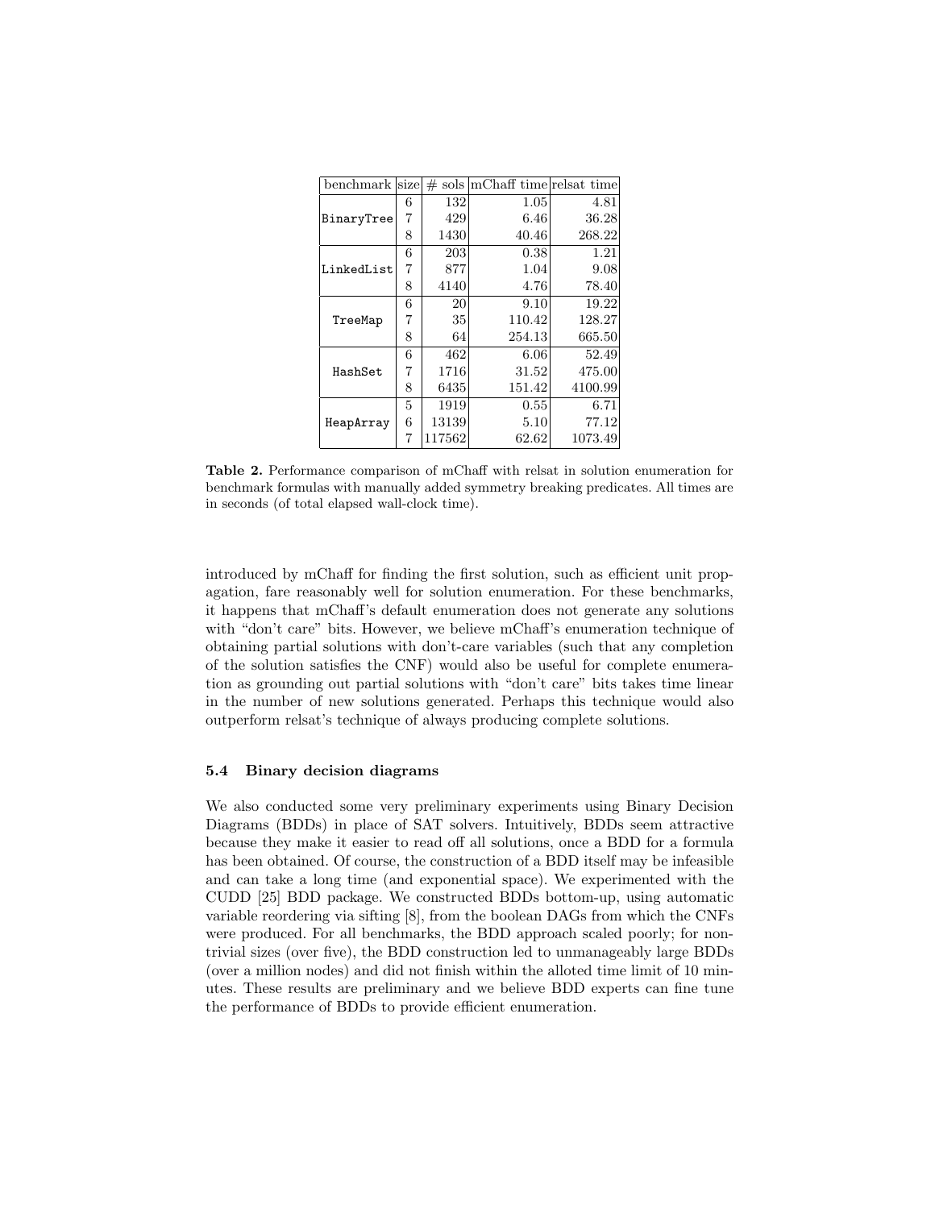| benchmark | size | # sols | mChaff time | relsat time |
|---|---|---|---|---|
| BinaryTree | 6 | 132 | 1.05 | 4.81 |
| | 7 | 429 | 6.46 | 36.28 |
| | 8 | 1430 | 40.46 | 268.22 |
| LinkedList | 6 | 203 | 0.38 | 1.21 |
| | 7 | 877 | 1.04 | 9.08 |
| | 8 | 4140 | 4.76 | 78.40 |
| TreeMap | 6 | 20 | 9.10 | 19.22 |
| | 7 | 35 | 110.42 | 128.27 |
| | 8 | 64 | 254.13 | 665.50 |
| HashSet | 6 | 462 | 6.06 | 52.49 |
| | 7 | 1716 | 31.52 | 475.00 |
| | 8 | 6435 | 151.42 | 4100.99 |
| HeapArray | 5 | 1919 | 0.55 | 6.71 |
| | 6 | 13139 | 5.10 | 77.12 |
| | 7 | 117562 | 62.62 | 1073.49 |

**Table 2.** Performance comparison of mChaff with relsat in solution enumeration for benchmark formulas with manually added symmetry breaking predicates. All times are in seconds (of total elapsed wall-clock time).

introduced by mChaff for finding the first solution, such as efficient unit propagation, fare reasonably well for solution enumeration. For these benchmarks, it happens that mChaff's default enumeration does not generate any solutions with "don't care" bits. However, we believe mChaff's enumeration technique of obtaining partial solutions with don't-care variables (such that any completion of the solution satisfies the CNF) would also be useful for complete enumeration as grounding out partial solutions with "don't care" bits takes time linear in the number of new solutions generated. Perhaps this technique would also outperform relsat's technique of always producing complete solutions.

### 5.4 Binary decision diagrams

We also conducted some very preliminary experiments using Binary Decision Diagrams (BDDs) in place of SAT solvers. Intuitively, BDDs seem attractive because they make it easier to read off all solutions, once a BDD for a formula has been obtained. Of course, the construction of a BDD itself may be infeasible and can take a long time (and exponential space). We experimented with the CUDD [25] BDD package. We constructed BDDs bottom-up, using automatic variable reordering via sifting [8], from the boolean DAGs from which the CNFs were produced. For all benchmarks, the BDD approach scaled poorly; for nontrivial sizes (over five), the BDD construction led to unmanageably large BDDs (over a million nodes) and did not finish within the alloted time limit of 10 minutes. These results are preliminary and we believe BDD experts can fine tune the performance of BDDs to provide efficient enumeration.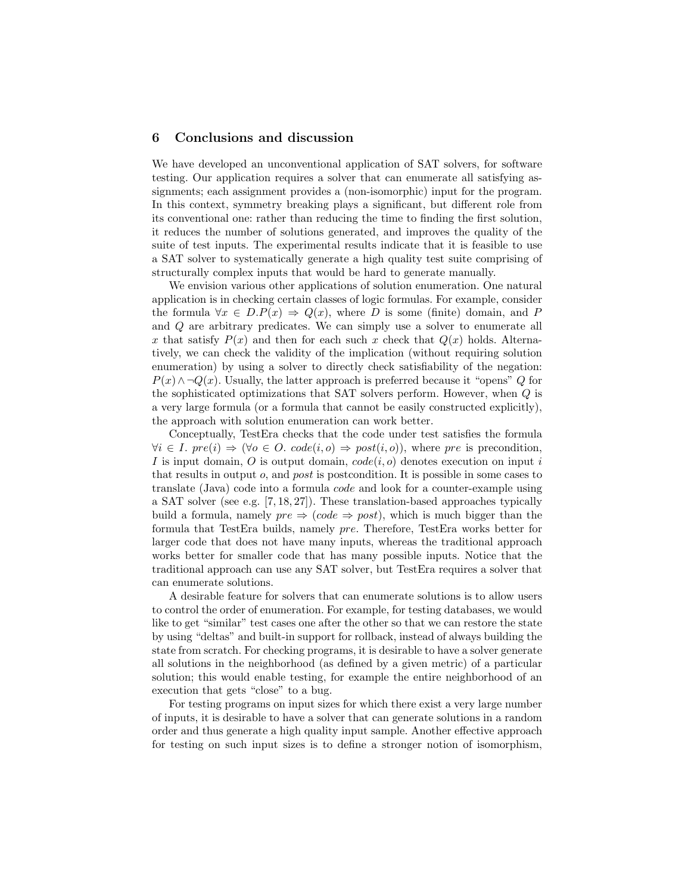## 6 Conclusions and discussion

We have developed an unconventional application of SAT solvers, for software testing. Our application requires a solver that can enumerate all satisfying assignments; each assignment provides a (non-isomorphic) input for the program. In this context, symmetry breaking plays a significant, but different role from its conventional one: rather than reducing the time to finding the first solution, it reduces the number of solutions generated, and improves the quality of the suite of test inputs. The experimental results indicate that it is feasible to use a SAT solver to systematically generate a high quality test suite comprising of structurally complex inputs that would be hard to generate manually.

We envision various other applications of solution enumeration. One natural application is in checking certain classes of logic formulas. For example, consider the formula $\forall x \in D.P(x) \Rightarrow Q(x)$, where $D$ is some (finite) domain, and $P$ and $Q$ are arbitrary predicates. We can simply use a solver to enumerate all $x$ that satisfy $P(x)$ and then for each such $x$ check that $Q(x)$ holds. Alternatively, we can check the validity of the implication (without requiring solution enumeration) by using a solver to directly check satisfiability of the negation: $P(x) \wedge \neg Q(x)$. Usually, the latter approach is preferred because it "opens" $Q$ for the sophisticated optimizations that SAT solvers perform. However, when $Q$ is a very large formula (or a formula that cannot be easily constructed explicitly), the approach with solution enumeration can work better.

Conceptually, TestEra checks that the code under test satisfies the formula $\forall i \in I.\ pre(i) \Rightarrow (\forall o \in O.\ code(i, o) \Rightarrow post(i, o))$, where *pre* is precondition, $I$ is input domain, $O$ is output domain, $code(i, o)$ denotes execution on input $i$ that results in output $o$, and *post* is postcondition. It is possible in some cases to translate (Java) code into a formula *code* and look for a counter-example using a SAT solver (see e.g. [7, 18, 27]). These translation-based approaches typically build a formula, namely $pre \Rightarrow (code \Rightarrow post)$, which is much bigger than the formula that TestEra builds, namely *pre*. Therefore, TestEra works better for larger code that does not have many inputs, whereas the traditional approach works better for smaller code that has many possible inputs. Notice that the traditional approach can use any SAT solver, but TestEra requires a solver that can enumerate solutions.

A desirable feature for solvers that can enumerate solutions is to allow users to control the order of enumeration. For example, for testing databases, we would like to get "similar" test cases one after the other so that we can restore the state by using "deltas" and built-in support for rollback, instead of always building the state from scratch. For checking programs, it is desirable to have a solver generate all solutions in the neighborhood (as defined by a given metric) of a particular solution; this would enable testing, for example the entire neighborhood of an execution that gets "close" to a bug.

For testing programs on input sizes for which there exist a very large number of inputs, it is desirable to have a solver that can generate solutions in a random order and thus generate a high quality input sample. Another effective approach for testing on such input sizes is to define a stronger notion of isomorphism,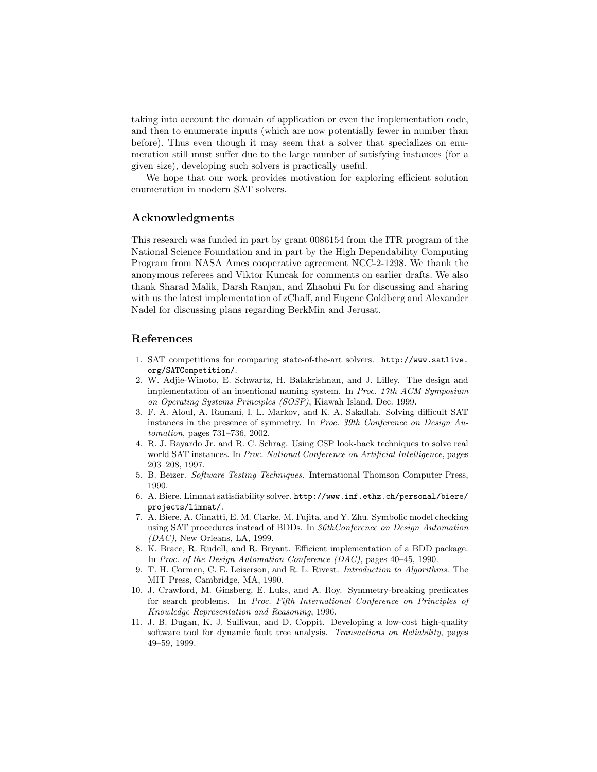taking into account the domain of application or even the implementation code, and then to enumerate inputs (which are now potentially fewer in number than before). Thus even though it may seem that a solver that specializes on enumeration still must suffer due to the large number of satisfying instances (for a given size), developing such solvers is practically useful.

We hope that our work provides motivation for exploring efficient solution enumeration in modern SAT solvers.

## Acknowledgments

This research was funded in part by grant 0086154 from the ITR program of the National Science Foundation and in part by the High Dependability Computing Program from NASA Ames cooperative agreement NCC-2-1298. We thank the anonymous referees and Viktor Kuncak for comments on earlier drafts. We also thank Sharad Malik, Darsh Ranjan, and Zhaohui Fu for discussing and sharing with us the latest implementation of zChaff, and Eugene Goldberg and Alexander Nadel for discussing plans regarding BerkMin and Jerusat.

## References

1. SAT competitions for comparing state-of-the-art solvers. `http://www.satlive.org/SATCompetition/`.
2. W. Adjie-Winoto, E. Schwartz, H. Balakrishnan, and J. Lilley. The design and implementation of an intentional naming system. In *Proc. 17th ACM Symposium on Operating Systems Principles (SOSP)*, Kiawah Island, Dec. 1999.
3. F. A. Aloul, A. Ramani, I. L. Markov, and K. A. Sakallah. Solving difficult SAT instances in the presence of symmetry. In *Proc. 39th Conference on Design Automation*, pages 731–736, 2002.
4. R. J. Bayardo Jr. and R. C. Schrag. Using CSP look-back techniques to solve real world SAT instances. In *Proc. National Conference on Artificial Intelligence*, pages 203–208, 1997.
5. B. Beizer. *Software Testing Techniques*. International Thomson Computer Press, 1990.
6. A. Biere. Limmat satisfiability solver. `http://www.inf.ethz.ch/personal/biere/projects/limmat/`.
7. A. Biere, A. Cimatti, E. M. Clarke, M. Fujita, and Y. Zhu. Symbolic model checking using SAT procedures instead of BDDs. In *36thConference on Design Automation (DAC)*, New Orleans, LA, 1999.
8. K. Brace, R. Rudell, and R. Bryant. Efficient implementation of a BDD package. In *Proc. of the Design Automation Conference (DAC)*, pages 40–45, 1990.
9. T. H. Cormen, C. E. Leiserson, and R. L. Rivest. *Introduction to Algorithms*. The MIT Press, Cambridge, MA, 1990.
10. J. Crawford, M. Ginsberg, E. Luks, and A. Roy. Symmetry-breaking predicates for search problems. In *Proc. Fifth International Conference on Principles of Knowledge Representation and Reasoning*, 1996.
11. J. B. Dugan, K. J. Sullivan, and D. Coppit. Developing a low-cost high-quality software tool for dynamic fault tree analysis. *Transactions on Reliability*, pages 49–59, 1999.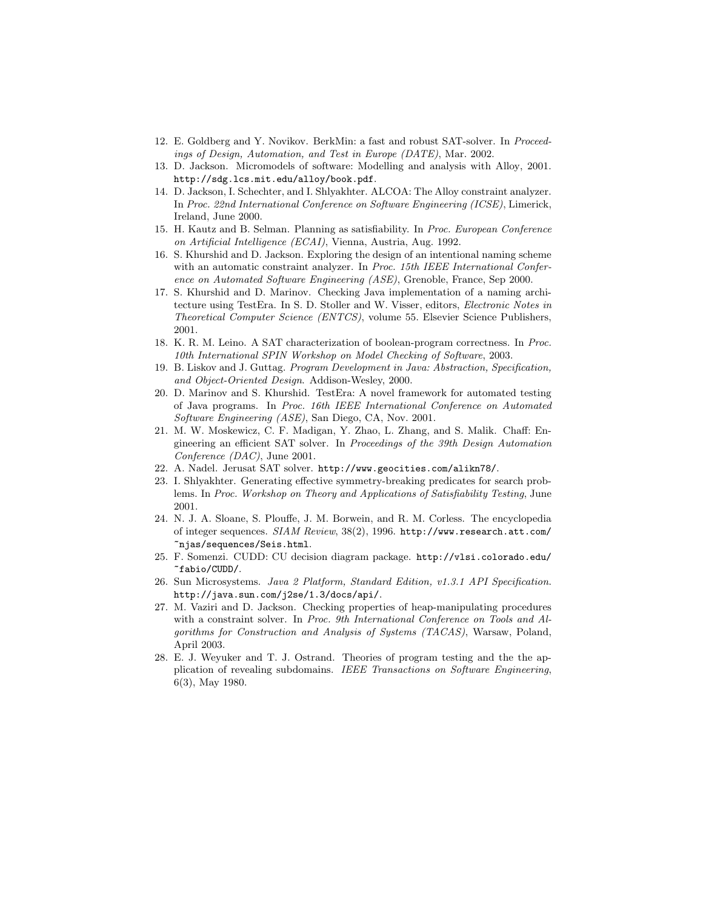12. E. Goldberg and Y. Novikov. BerkMin: a fast and robust SAT-solver. In *Proceedings of Design, Automation, and Test in Europe (DATE)*, Mar. 2002.
13. D. Jackson. Micromodels of software: Modelling and analysis with Alloy, 2001. `http://sdg.lcs.mit.edu/alloy/book.pdf`.
14. D. Jackson, I. Schechter, and I. Shlyakhter. ALCOA: The Alloy constraint analyzer. In *Proc. 22nd International Conference on Software Engineering (ICSE)*, Limerick, Ireland, June 2000.
15. H. Kautz and B. Selman. Planning as satisfiability. In *Proc. European Conference on Artificial Intelligence (ECAI)*, Vienna, Austria, Aug. 1992.
16. S. Khurshid and D. Jackson. Exploring the design of an intentional naming scheme with an automatic constraint analyzer. In *Proc. 15th IEEE International Conference on Automated Software Engineering (ASE)*, Grenoble, France, Sep 2000.
17. S. Khurshid and D. Marinov. Checking Java implementation of a naming architecture using TestEra. In S. D. Stoller and W. Visser, editors, *Electronic Notes in Theoretical Computer Science (ENTCS)*, volume 55. Elsevier Science Publishers, 2001.
18. K. R. M. Leino. A SAT characterization of boolean-program correctness. In *Proc. 10th International SPIN Workshop on Model Checking of Software*, 2003.
19. B. Liskov and J. Guttag. *Program Development in Java: Abstraction, Specification, and Object-Oriented Design*. Addison-Wesley, 2000.
20. D. Marinov and S. Khurshid. TestEra: A novel framework for automated testing of Java programs. In *Proc. 16th IEEE International Conference on Automated Software Engineering (ASE)*, San Diego, CA, Nov. 2001.
21. M. W. Moskewicz, C. F. Madigan, Y. Zhao, L. Zhang, and S. Malik. Chaff: Engineering an efficient SAT solver. In *Proceedings of the 39th Design Automation Conference (DAC)*, June 2001.
22. A. Nadel. Jerusat SAT solver. `http://www.geocities.com/alikn78/`.
23. I. Shlyakhter. Generating effective symmetry-breaking predicates for search problems. In *Proc. Workshop on Theory and Applications of Satisfiability Testing*, June 2001.
24. N. J. A. Sloane, S. Plouffe, J. M. Borwein, and R. M. Corless. The encyclopedia of integer sequences. *SIAM Review*, 38(2), 1996. `http://www.research.att.com/~njas/sequences/Seis.html`.
25. F. Somenzi. CUDD: CU decision diagram package. `http://vlsi.colorado.edu/~fabio/CUDD/`.
26. Sun Microsystems. *Java 2 Platform, Standard Edition, v1.3.1 API Specification*. `http://java.sun.com/j2se/1.3/docs/api/`.
27. M. Vaziri and D. Jackson. Checking properties of heap-manipulating procedures with a constraint solver. In *Proc. 9th International Conference on Tools and Algorithms for Construction and Analysis of Systems (TACAS)*, Warsaw, Poland, April 2003.
28. E. J. Weyuker and T. J. Ostrand. Theories of program testing and the the application of revealing subdomains. *IEEE Transactions on Software Engineering*, 6(3), May 1980.